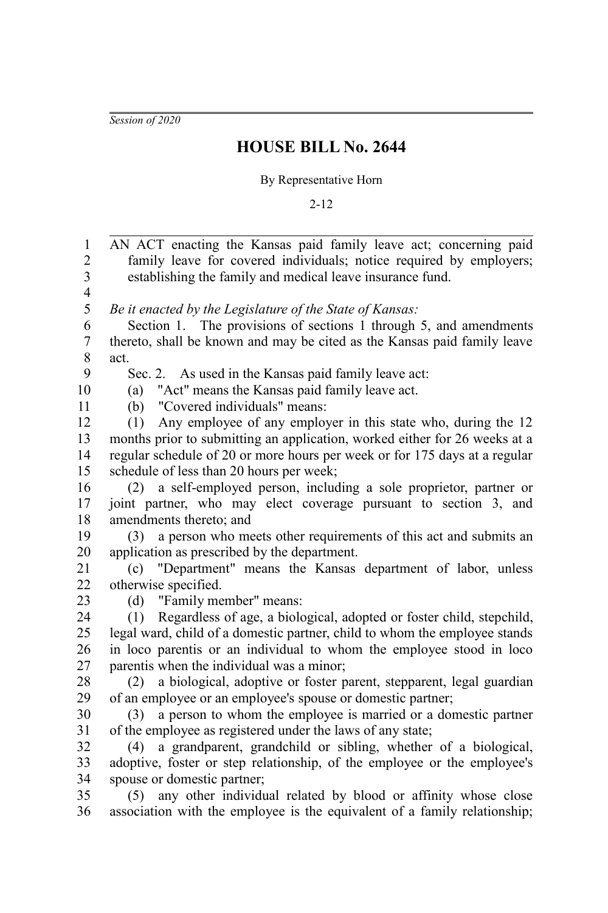*Session of 2020*

# HOUSE BILL No. 2644

By Representative Horn

2-12

AN ACT enacting the Kansas paid family leave act; concerning paid family leave for covered individuals; notice required by employers; establishing the family and medical leave insurance fund.

*Be it enacted by the Legislature of the State of Kansas:*

Section 1. The provisions of sections 1 through 5, and amendments thereto, shall be known and may be cited as the Kansas paid family leave act.

Sec. 2. As used in the Kansas paid family leave act:

(a) "Act" means the Kansas paid family leave act.

(b) "Covered individuals" means:

(1) Any employee of any employer in this state who, during the 12 months prior to submitting an application, worked either for 26 weeks at a regular schedule of 20 or more hours per week or for 175 days at a regular schedule of less than 20 hours per week;

(2) a self-employed person, including a sole proprietor, partner or joint partner, who may elect coverage pursuant to section 3, and amendments thereto; and

(3) a person who meets other requirements of this act and submits an application as prescribed by the department.

(c) "Department" means the Kansas department of labor, unless otherwise specified.

(d) "Family member" means:

(1) Regardless of age, a biological, adopted or foster child, stepchild, legal ward, child of a domestic partner, child to whom the employee stands in loco parentis or an individual to whom the employee stood in loco parentis when the individual was a minor;

(2) a biological, adoptive or foster parent, stepparent, legal guardian of an employee or an employee's spouse or domestic partner;

(3) a person to whom the employee is married or a domestic partner of the employee as registered under the laws of any state;

(4) a grandparent, grandchild or sibling, whether of a biological, adoptive, foster or step relationship, of the employee or the employee's spouse or domestic partner;

(5) any other individual related by blood or affinity whose close association with the employee is the equivalent of a family relationship;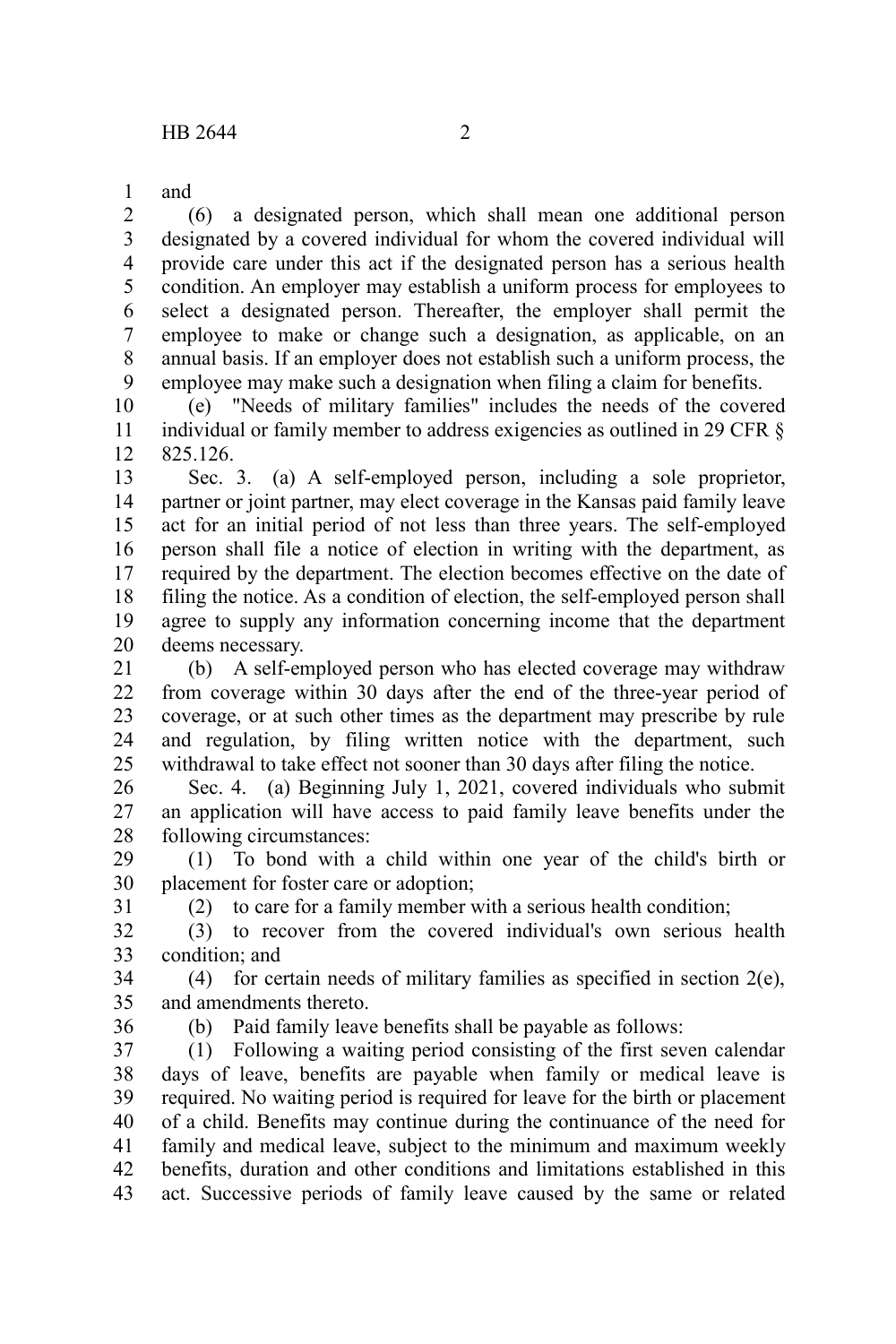and

(6) a designated person, which shall mean one additional person designated by a covered individual for whom the covered individual will provide care under this act if the designated person has a serious health condition. An employer may establish a uniform process for employees to select a designated person. Thereafter, the employer shall permit the employee to make or change such a designation, as applicable, on an annual basis. If an employer does not establish such a uniform process, the employee may make such a designation when filing a claim for benefits.

(e) "Needs of military families" includes the needs of the covered individual or family member to address exigencies as outlined in 29 CFR § 825.126.

Sec. 3. (a) A self-employed person, including a sole proprietor, partner or joint partner, may elect coverage in the Kansas paid family leave act for an initial period of not less than three years. The self-employed person shall file a notice of election in writing with the department, as required by the department. The election becomes effective on the date of filing the notice. As a condition of election, the self-employed person shall agree to supply any information concerning income that the department deems necessary.

(b) A self-employed person who has elected coverage may withdraw from coverage within 30 days after the end of the three-year period of coverage, or at such other times as the department may prescribe by rule and regulation, by filing written notice with the department, such withdrawal to take effect not sooner than 30 days after filing the notice.

Sec. 4. (a) Beginning July 1, 2021, covered individuals who submit an application will have access to paid family leave benefits under the following circumstances:

(1) To bond with a child within one year of the child's birth or placement for foster care or adoption;

(2) to care for a family member with a serious health condition;

(3) to recover from the covered individual's own serious health condition; and

(4) for certain needs of military families as specified in section 2(e), and amendments thereto.

(b) Paid family leave benefits shall be payable as follows:

(1) Following a waiting period consisting of the first seven calendar days of leave, benefits are payable when family or medical leave is required. No waiting period is required for leave for the birth or placement of a child. Benefits may continue during the continuance of the need for family and medical leave, subject to the minimum and maximum weekly benefits, duration and other conditions and limitations established in this act. Successive periods of family leave caused by the same or related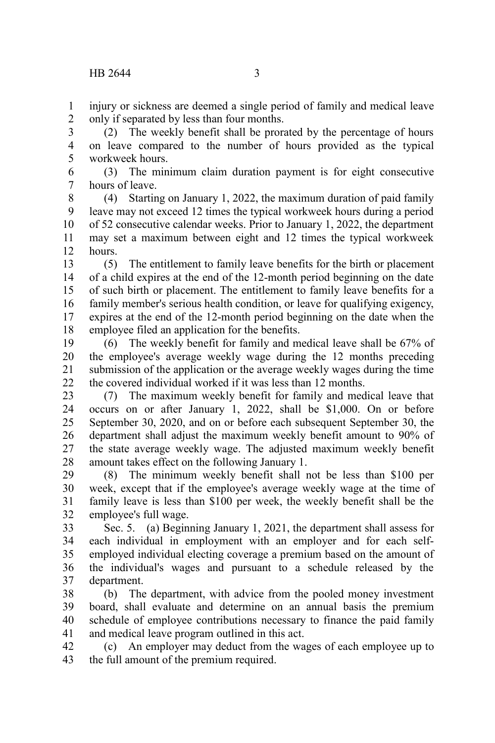injury or sickness are deemed a single period of family and medical leave only if separated by less than four months.

(2) The weekly benefit shall be prorated by the percentage of hours on leave compared to the number of hours provided as the typical workweek hours.

(3) The minimum claim duration payment is for eight consecutive hours of leave.

(4) Starting on January 1, 2022, the maximum duration of paid family leave may not exceed 12 times the typical workweek hours during a period of 52 consecutive calendar weeks. Prior to January 1, 2022, the department may set a maximum between eight and 12 times the typical workweek hours.

(5) The entitlement to family leave benefits for the birth or placement of a child expires at the end of the 12-month period beginning on the date of such birth or placement. The entitlement to family leave benefits for a family member's serious health condition, or leave for qualifying exigency, expires at the end of the 12-month period beginning on the date when the employee filed an application for the benefits.

(6) The weekly benefit for family and medical leave shall be 67% of the employee's average weekly wage during the 12 months preceding submission of the application or the average weekly wages during the time the covered individual worked if it was less than 12 months.

(7) The maximum weekly benefit for family and medical leave that occurs on or after January 1, 2022, shall be $1,000. On or before September 30, 2020, and on or before each subsequent September 30, the department shall adjust the maximum weekly benefit amount to 90% of the state average weekly wage. The adjusted maximum weekly benefit amount takes effect on the following January 1.

(8) The minimum weekly benefit shall not be less than $100 per week, except that if the employee's average weekly wage at the time of family leave is less than $100 per week, the weekly benefit shall be the employee's full wage.

Sec. 5. (a) Beginning January 1, 2021, the department shall assess for each individual in employment with an employer and for each self-employed individual electing coverage a premium based on the amount of the individual's wages and pursuant to a schedule released by the department.

(b) The department, with advice from the pooled money investment board, shall evaluate and determine on an annual basis the premium schedule of employee contributions necessary to finance the paid family and medical leave program outlined in this act.

(c) An employer may deduct from the wages of each employee up to the full amount of the premium required.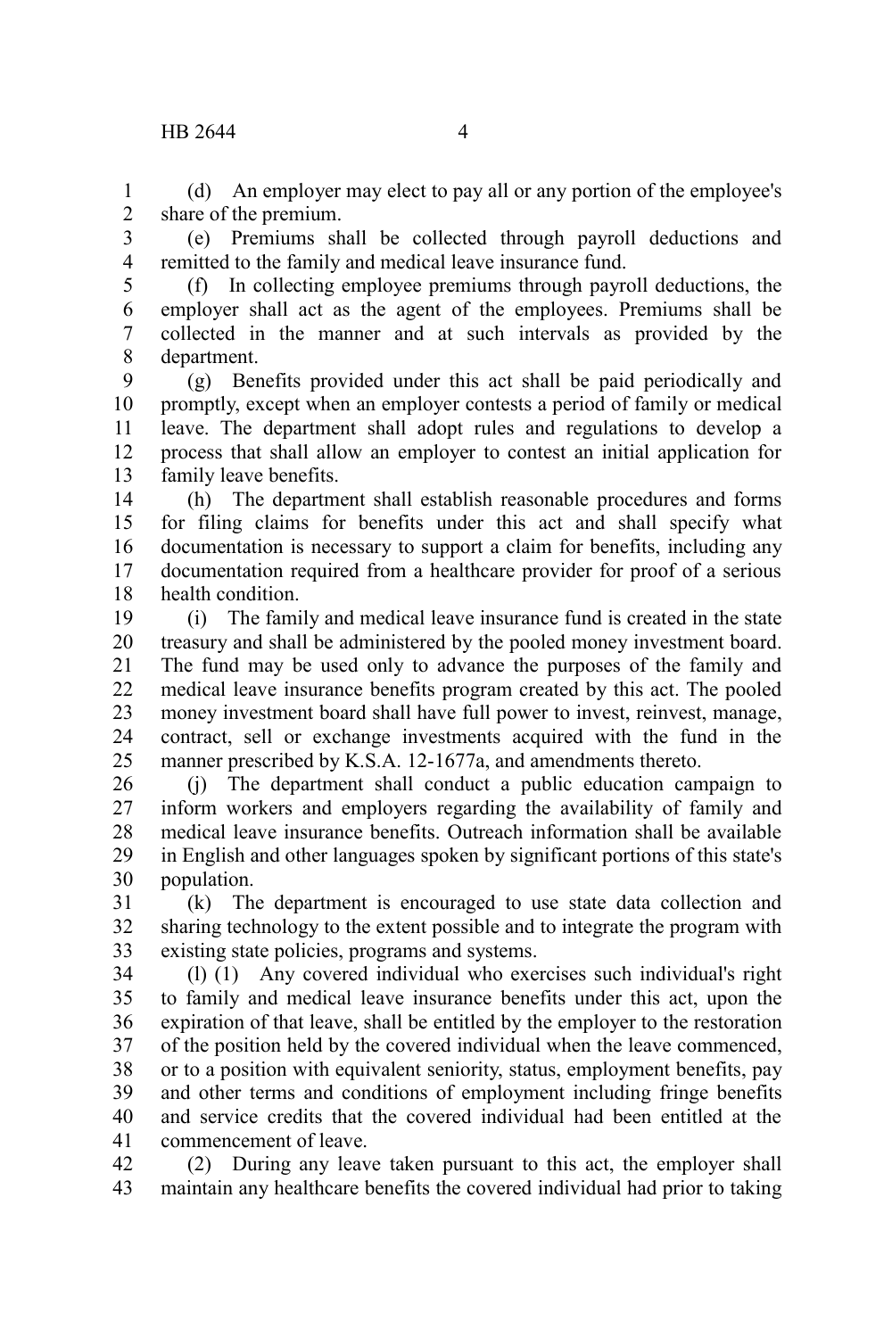(d) An employer may elect to pay all or any portion of the employee's share of the premium.

(e) Premiums shall be collected through payroll deductions and remitted to the family and medical leave insurance fund.

(f) In collecting employee premiums through payroll deductions, the employer shall act as the agent of the employees. Premiums shall be collected in the manner and at such intervals as provided by the department.

(g) Benefits provided under this act shall be paid periodically and promptly, except when an employer contests a period of family or medical leave. The department shall adopt rules and regulations to develop a process that shall allow an employer to contest an initial application for family leave benefits.

(h) The department shall establish reasonable procedures and forms for filing claims for benefits under this act and shall specify what documentation is necessary to support a claim for benefits, including any documentation required from a healthcare provider for proof of a serious health condition.

(i) The family and medical leave insurance fund is created in the state treasury and shall be administered by the pooled money investment board. The fund may be used only to advance the purposes of the family and medical leave insurance benefits program created by this act. The pooled money investment board shall have full power to invest, reinvest, manage, contract, sell or exchange investments acquired with the fund in the manner prescribed by K.S.A. 12-1677a, and amendments thereto.

(j) The department shall conduct a public education campaign to inform workers and employers regarding the availability of family and medical leave insurance benefits. Outreach information shall be available in English and other languages spoken by significant portions of this state's population.

(k) The department is encouraged to use state data collection and sharing technology to the extent possible and to integrate the program with existing state policies, programs and systems.

(l) (1) Any covered individual who exercises such individual's right to family and medical leave insurance benefits under this act, upon the expiration of that leave, shall be entitled by the employer to the restoration of the position held by the covered individual when the leave commenced, or to a position with equivalent seniority, status, employment benefits, pay and other terms and conditions of employment including fringe benefits and service credits that the covered individual had been entitled at the commencement of leave.

(2) During any leave taken pursuant to this act, the employer shall maintain any healthcare benefits the covered individual had prior to taking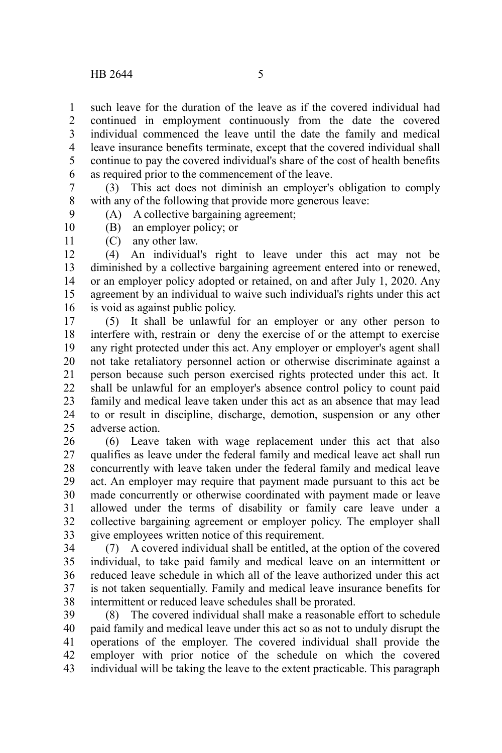such leave for the duration of the leave as if the covered individual had continued in employment continuously from the date the covered individual commenced the leave until the date the family and medical leave insurance benefits terminate, except that the covered individual shall continue to pay the covered individual's share of the cost of health benefits as required prior to the commencement of the leave.

(3) This act does not diminish an employer's obligation to comply with any of the following that provide more generous leave:

(A) A collective bargaining agreement;

(B) an employer policy; or

(C) any other law.

(4) An individual's right to leave under this act may not be diminished by a collective bargaining agreement entered into or renewed, or an employer policy adopted or retained, on and after July 1, 2020. Any agreement by an individual to waive such individual's rights under this act is void as against public policy.

(5) It shall be unlawful for an employer or any other person to interfere with, restrain or deny the exercise of or the attempt to exercise any right protected under this act. Any employer or employer's agent shall not take retaliatory personnel action or otherwise discriminate against a person because such person exercised rights protected under this act. It shall be unlawful for an employer's absence control policy to count paid family and medical leave taken under this act as an absence that may lead to or result in discipline, discharge, demotion, suspension or any other adverse action.

(6) Leave taken with wage replacement under this act that also qualifies as leave under the federal family and medical leave act shall run concurrently with leave taken under the federal family and medical leave act. An employer may require that payment made pursuant to this act be made concurrently or otherwise coordinated with payment made or leave allowed under the terms of disability or family care leave under a collective bargaining agreement or employer policy. The employer shall give employees written notice of this requirement.

(7) A covered individual shall be entitled, at the option of the covered individual, to take paid family and medical leave on an intermittent or reduced leave schedule in which all of the leave authorized under this act is not taken sequentially. Family and medical leave insurance benefits for intermittent or reduced leave schedules shall be prorated.

(8) The covered individual shall make a reasonable effort to schedule paid family and medical leave under this act so as not to unduly disrupt the operations of the employer. The covered individual shall provide the employer with prior notice of the schedule on which the covered individual will be taking the leave to the extent practicable. This paragraph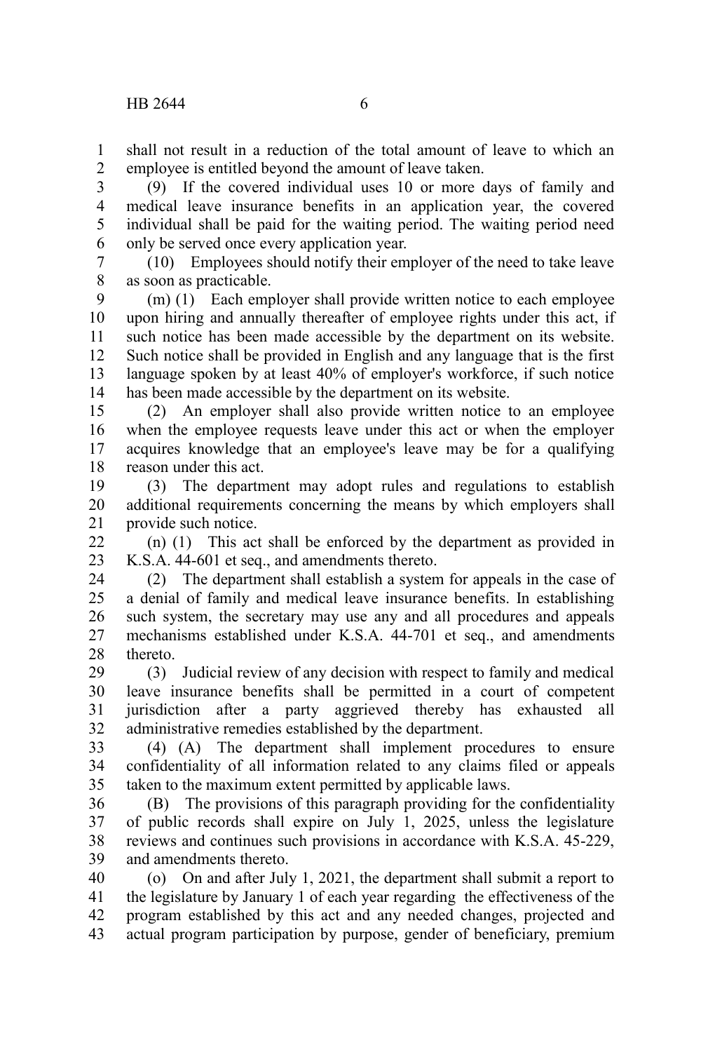shall not result in a reduction of the total amount of leave to which an employee is entitled beyond the amount of leave taken.

(9) If the covered individual uses 10 or more days of family and medical leave insurance benefits in an application year, the covered individual shall be paid for the waiting period. The waiting period need only be served once every application year.

(10) Employees should notify their employer of the need to take leave as soon as practicable.

(m) (1) Each employer shall provide written notice to each employee upon hiring and annually thereafter of employee rights under this act, if such notice has been made accessible by the department on its website. Such notice shall be provided in English and any language that is the first language spoken by at least 40% of employer's workforce, if such notice has been made accessible by the department on its website.

(2) An employer shall also provide written notice to an employee when the employee requests leave under this act or when the employer acquires knowledge that an employee's leave may be for a qualifying reason under this act.

(3) The department may adopt rules and regulations to establish additional requirements concerning the means by which employers shall provide such notice.

(n) (1) This act shall be enforced by the department as provided in K.S.A. 44-601 et seq., and amendments thereto.

(2) The department shall establish a system for appeals in the case of a denial of family and medical leave insurance benefits. In establishing such system, the secretary may use any and all procedures and appeals mechanisms established under K.S.A. 44-701 et seq., and amendments thereto.

(3) Judicial review of any decision with respect to family and medical leave insurance benefits shall be permitted in a court of competent jurisdiction after a party aggrieved thereby has exhausted all administrative remedies established by the department.

(4) (A) The department shall implement procedures to ensure confidentiality of all information related to any claims filed or appeals taken to the maximum extent permitted by applicable laws.

(B) The provisions of this paragraph providing for the confidentiality of public records shall expire on July 1, 2025, unless the legislature reviews and continues such provisions in accordance with K.S.A. 45-229, and amendments thereto.

(o) On and after July 1, 2021, the department shall submit a report to the legislature by January 1 of each year regarding the effectiveness of the program established by this act and any needed changes, projected and actual program participation by purpose, gender of beneficiary, premium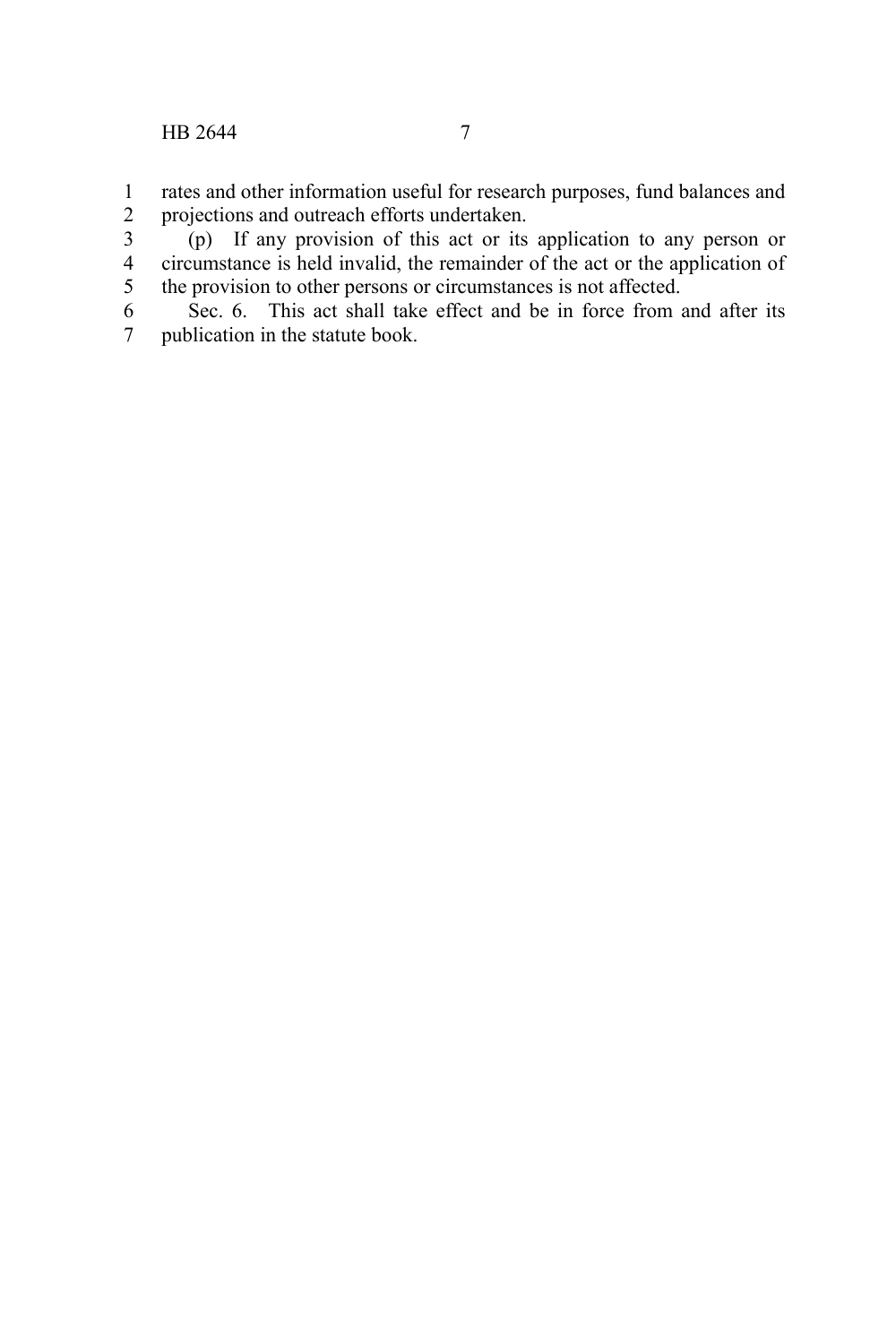rates and other information useful for research purposes, fund balances and projections and outreach efforts undertaken.

(p) If any provision of this act or its application to any person or circumstance is held invalid, the remainder of the act or the application of the provision to other persons or circumstances is not affected.

Sec. 6. This act shall take effect and be in force from and after its publication in the statute book.